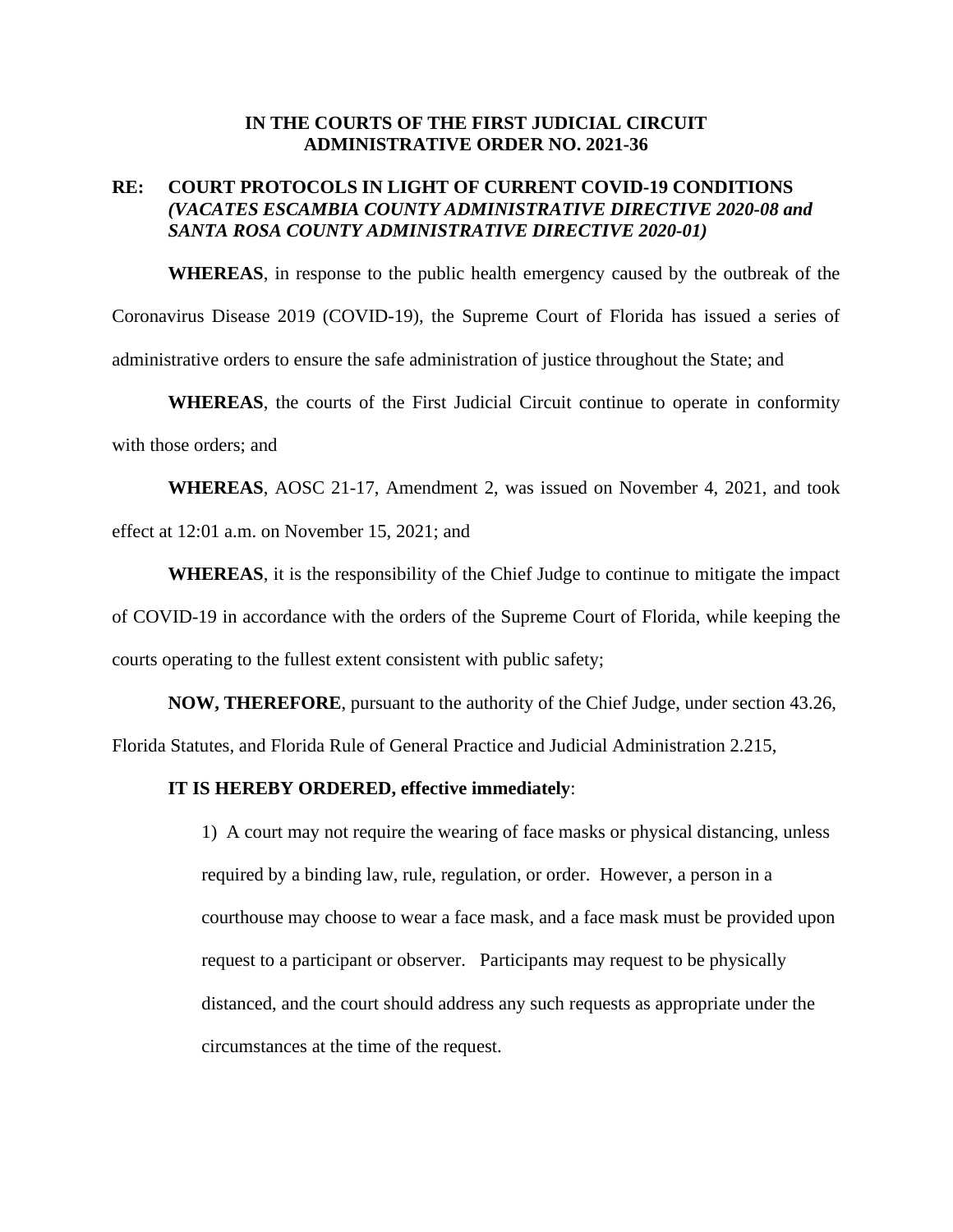**IN THE COURTS OF THE FIRST JUDICIAL CIRCUIT**
**ADMINISTRATIVE ORDER NO. 2021-36**

**RE: COURT PROTOCOLS IN LIGHT OF CURRENT COVID-19 CONDITIONS** ***(VACATES ESCAMBIA COUNTY ADMINISTRATIVE DIRECTIVE 2020-08 and SANTA ROSA COUNTY ADMINISTRATIVE DIRECTIVE 2020-01)***

**WHEREAS**, in response to the public health emergency caused by the outbreak of the Coronavirus Disease 2019 (COVID-19), the Supreme Court of Florida has issued a series of administrative orders to ensure the safe administration of justice throughout the State; and

**WHEREAS**, the courts of the First Judicial Circuit continue to operate in conformity with those orders; and

**WHEREAS**, AOSC 21-17, Amendment 2, was issued on November 4, 2021, and took effect at 12:01 a.m. on November 15, 2021; and

**WHEREAS**, it is the responsibility of the Chief Judge to continue to mitigate the impact of COVID-19 in accordance with the orders of the Supreme Court of Florida, while keeping the courts operating to the fullest extent consistent with public safety;

**NOW, THEREFORE**, pursuant to the authority of the Chief Judge, under section 43.26, Florida Statutes, and Florida Rule of General Practice and Judicial Administration 2.215,

**IT IS HEREBY ORDERED, effective immediately**:

1) A court may not require the wearing of face masks or physical distancing, unless required by a binding law, rule, regulation, or order. However, a person in a courthouse may choose to wear a face mask, and a face mask must be provided upon request to a participant or observer. Participants may request to be physically distanced, and the court should address any such requests as appropriate under the circumstances at the time of the request.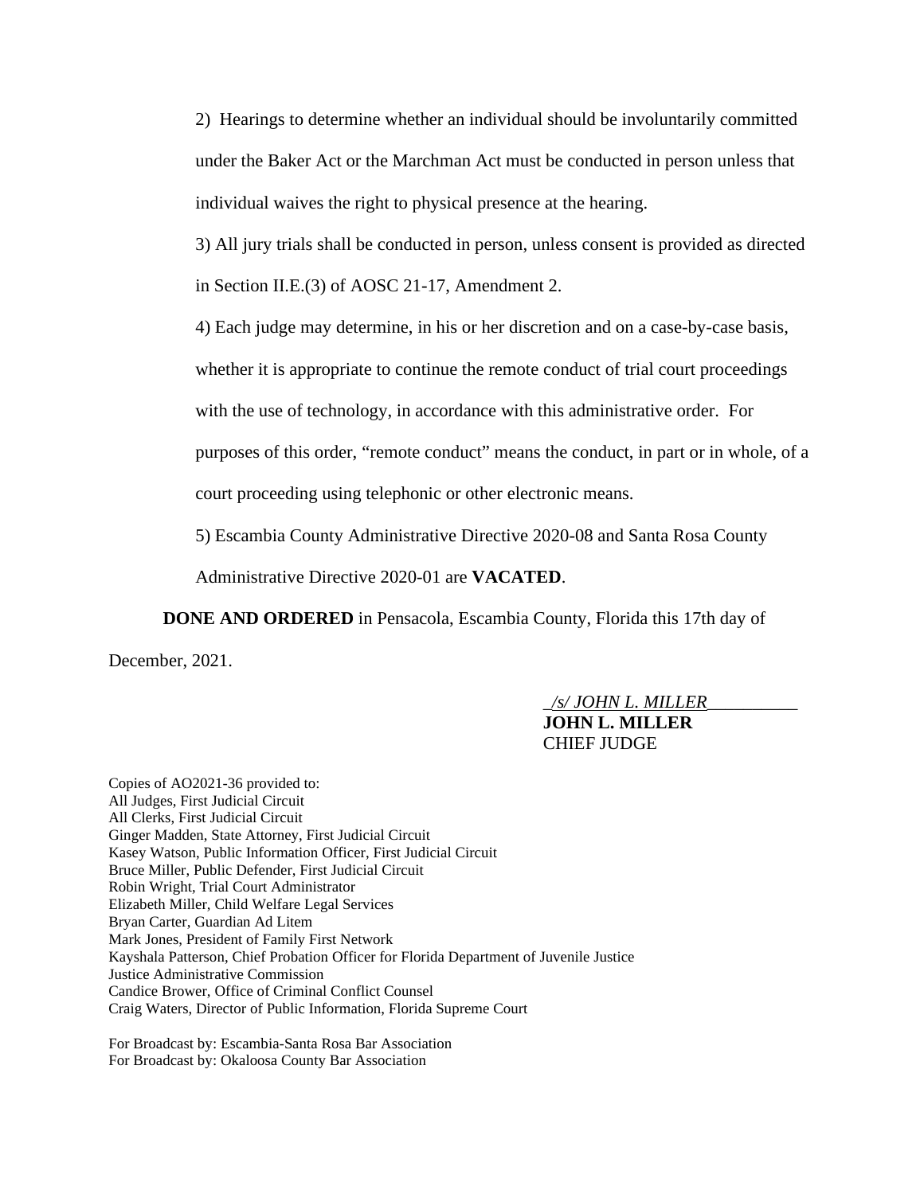2) Hearings to determine whether an individual should be involuntarily committed under the Baker Act or the Marchman Act must be conducted in person unless that individual waives the right to physical presence at the hearing.

3) All jury trials shall be conducted in person, unless consent is provided as directed in Section II.E.(3) of AOSC 21-17, Amendment 2.

4) Each judge may determine, in his or her discretion and on a case-by-case basis, whether it is appropriate to continue the remote conduct of trial court proceedings with the use of technology, in accordance with this administrative order. For purposes of this order, "remote conduct" means the conduct, in part or in whole, of a court proceeding using telephonic or other electronic means.

5) Escambia County Administrative Directive 2020-08 and Santa Rosa County Administrative Directive 2020-01 are **VACATED**.

**DONE AND ORDERED** in Pensacola, Escambia County, Florida this 17th day of December, 2021.

_/s/ JOHN L. MILLER_

**JOHN L. MILLER**
CHIEF JUDGE

Copies of AO2021-36 provided to:
All Judges, First Judicial Circuit
All Clerks, First Judicial Circuit
Ginger Madden, State Attorney, First Judicial Circuit
Kasey Watson, Public Information Officer, First Judicial Circuit
Bruce Miller, Public Defender, First Judicial Circuit
Robin Wright, Trial Court Administrator
Elizabeth Miller, Child Welfare Legal Services
Bryan Carter, Guardian Ad Litem
Mark Jones, President of Family First Network
Kayshala Patterson, Chief Probation Officer for Florida Department of Juvenile Justice
Justice Administrative Commission
Candice Brower, Office of Criminal Conflict Counsel
Craig Waters, Director of Public Information, Florida Supreme Court

For Broadcast by: Escambia-Santa Rosa Bar Association
For Broadcast by: Okaloosa County Bar Association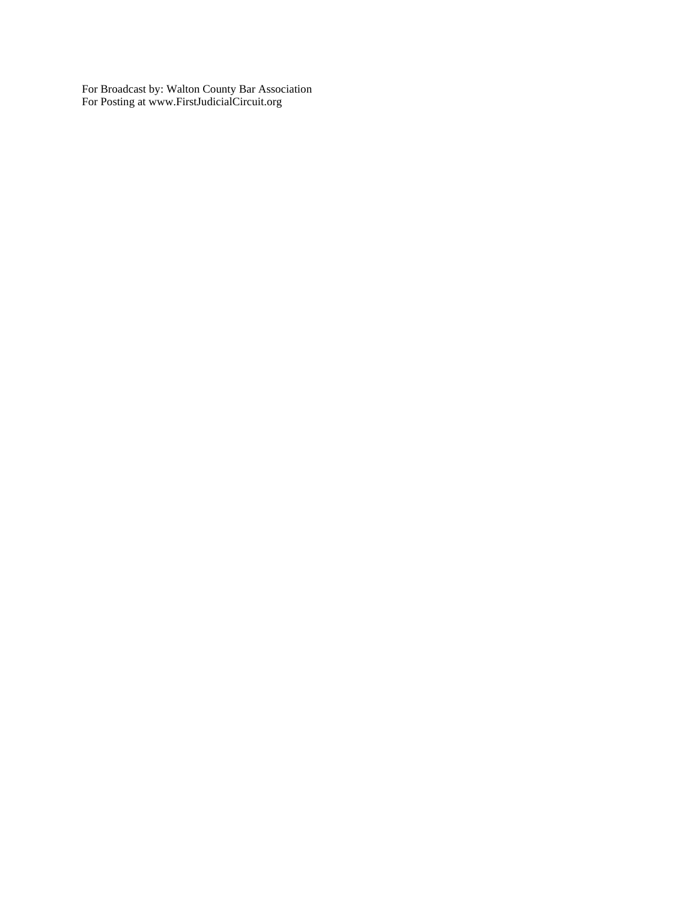For Broadcast by: Walton County Bar Association
For Posting at www.FirstJudicialCircuit.org